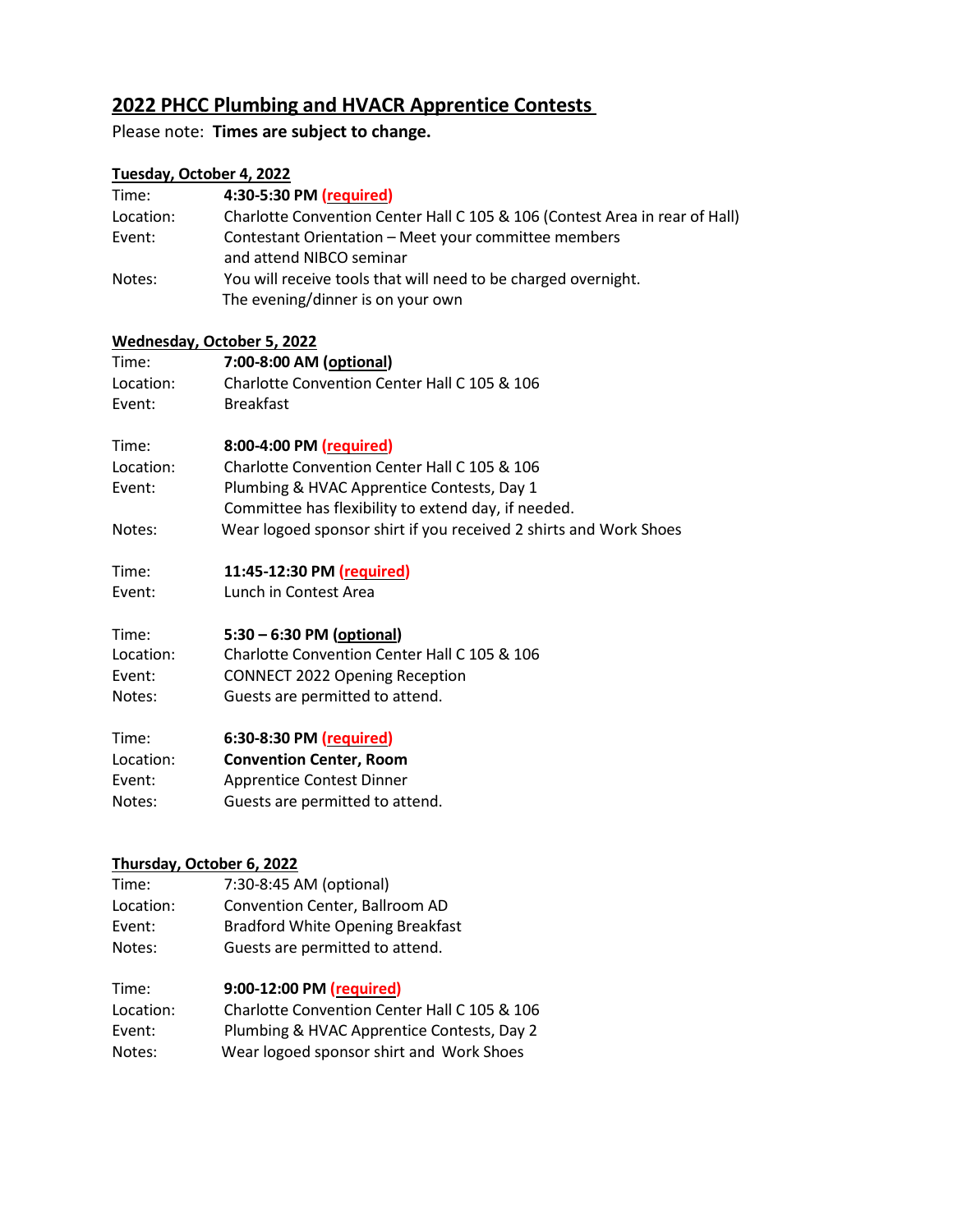# 2022 PHCC Plumbing and HVACR Apprentice Contests

Please note: **Times are subject to change.**

## Tuesday, October 4, 2022

Time: **4:30-5:30 PM (required)**
Location: Charlotte Convention Center Hall C 105 & 106 (Contest Area in rear of Hall)
Event: Contestant Orientation – Meet your committee members and attend NIBCO seminar
Notes: You will receive tools that will need to be charged overnight. The evening/dinner is on your own

## Wednesday, October 5, 2022

Time: **7:00-8:00 AM (optional)**
Location: Charlotte Convention Center Hall C 105 & 106
Event: Breakfast

Time: **8:00-4:00 PM (required)**
Location: Charlotte Convention Center Hall C 105 & 106
Event: Plumbing & HVAC Apprentice Contests, Day 1
Committee has flexibility to extend day, if needed.
Notes: Wear logoed sponsor shirt if you received 2 shirts and Work Shoes

Time: **11:45-12:30 PM (required)**
Event: Lunch in Contest Area

Time: **5:30 – 6:30 PM (optional)**
Location: Charlotte Convention Center Hall C 105 & 106
Event: CONNECT 2022 Opening Reception
Notes: Guests are permitted to attend.

Time: **6:30-8:30 PM (required)**
Location: **Convention Center, Room**
Event: Apprentice Contest Dinner
Notes: Guests are permitted to attend.

## Thursday, October 6, 2022

Time: 7:30-8:45 AM (optional)
Location: Convention Center, Ballroom AD
Event: Bradford White Opening Breakfast
Notes: Guests are permitted to attend.

Time: **9:00-12:00 PM (required)**
Location: Charlotte Convention Center Hall C 105 & 106
Event: Plumbing & HVAC Apprentice Contests, Day 2
Notes: Wear logoed sponsor shirt and Work Shoes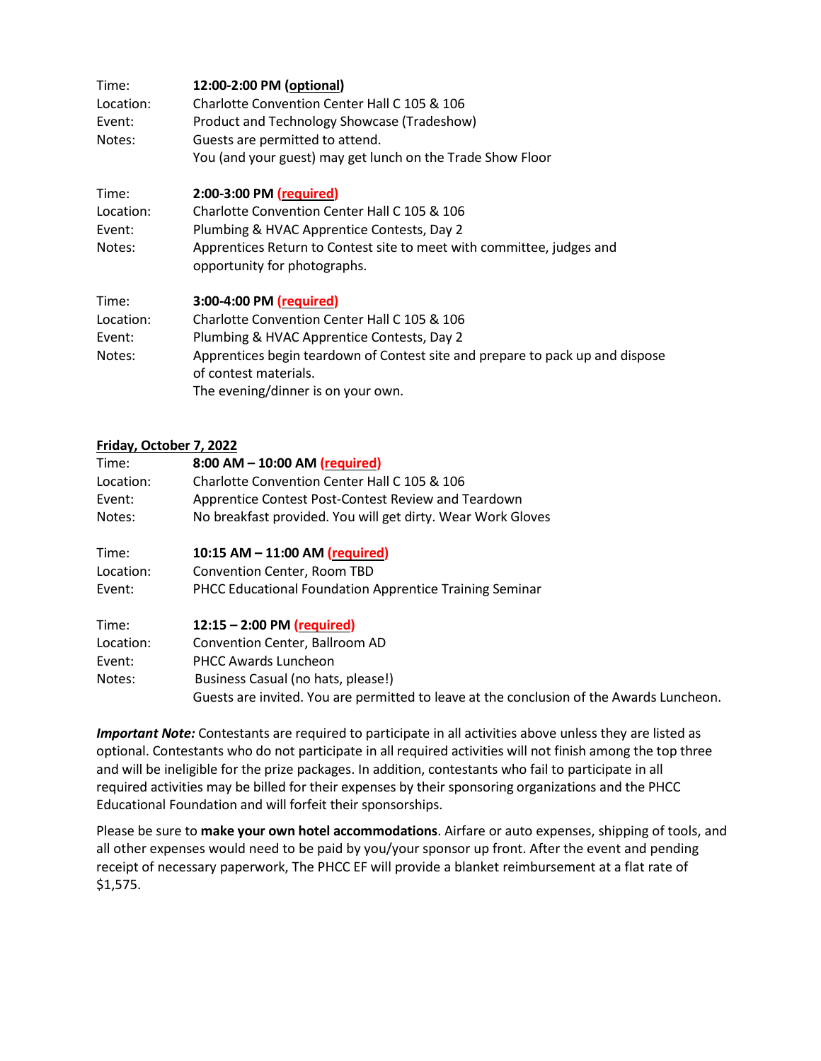Time: **12:00-2:00 PM (optional)**
Location: Charlotte Convention Center Hall C 105 & 106
Event: Product and Technology Showcase (Tradeshow)
Notes: Guests are permitted to attend.
You (and your guest) may get lunch on the Trade Show Floor

Time: **2:00-3:00 PM (required)**
Location: Charlotte Convention Center Hall C 105 & 106
Event: Plumbing & HVAC Apprentice Contests, Day 2
Notes: Apprentices Return to Contest site to meet with committee, judges and opportunity for photographs.

Time: **3:00-4:00 PM (required)**
Location: Charlotte Convention Center Hall C 105 & 106
Event: Plumbing & HVAC Apprentice Contests, Day 2
Notes: Apprentices begin teardown of Contest site and prepare to pack up and dispose of contest materials.
The evening/dinner is on your own.

**Friday, October 7, 2022**

Time: **8:00 AM – 10:00 AM (required)**
Location: Charlotte Convention Center Hall C 105 & 106
Event: Apprentice Contest Post-Contest Review and Teardown
Notes: No breakfast provided. You will get dirty. Wear Work Gloves

Time: **10:15 AM – 11:00 AM (required)**
Location: Convention Center, Room TBD
Event: PHCC Educational Foundation Apprentice Training Seminar

Time: **12:15 – 2:00 PM (required)**
Location: Convention Center, Ballroom AD
Event: PHCC Awards Luncheon
Notes: Business Casual (no hats, please!)
Guests are invited. You are permitted to leave at the conclusion of the Awards Luncheon.

***Important Note:*** Contestants are required to participate in all activities above unless they are listed as optional. Contestants who do not participate in all required activities will not finish among the top three and will be ineligible for the prize packages. In addition, contestants who fail to participate in all required activities may be billed for their expenses by their sponsoring organizations and the PHCC Educational Foundation and will forfeit their sponsorships.

Please be sure to **make your own hotel accommodations**. Airfare or auto expenses, shipping of tools, and all other expenses would need to be paid by you/your sponsor up front. After the event and pending receipt of necessary paperwork, The PHCC EF will provide a blanket reimbursement at a flat rate of $1,575.